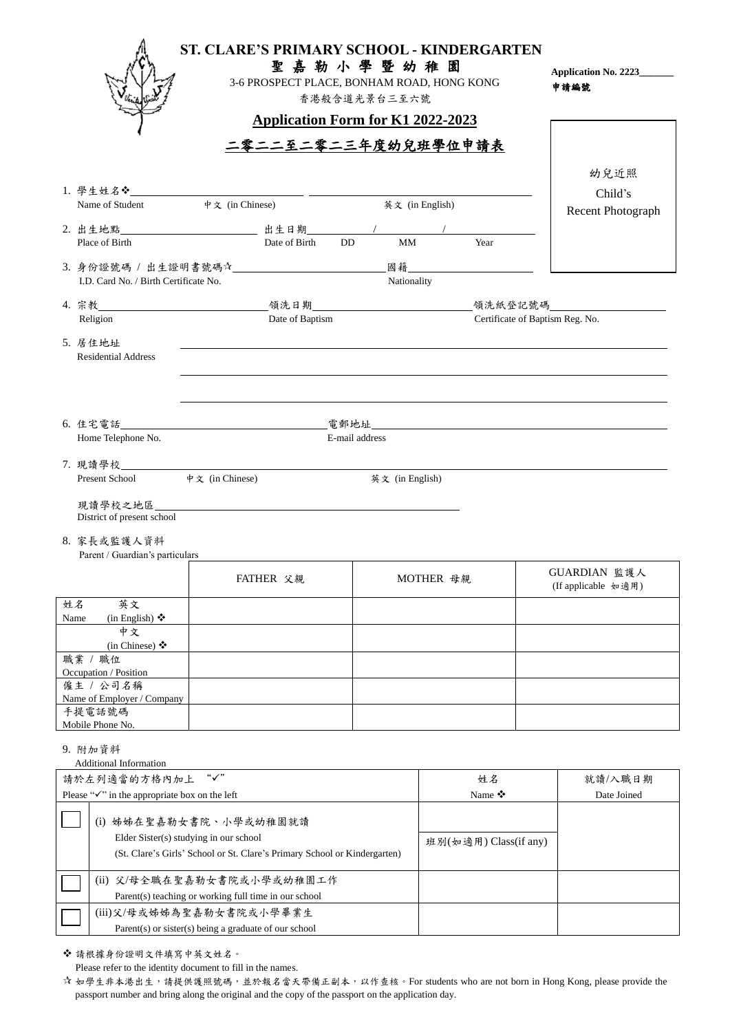# ST. CLARE'S PRIMARY SCHOOL - KINDERGARTEN

# 聖 嘉 勒 小 學 暨 幼 稚 園

3-6 PROSPECT PLACE, BONHAM ROAD, HONG KONG

香港般含道光景台三至六號

**Application No. 2223\_\_\_\_\_\_\_**

**申請編號**

## Application Form for K1 2022-2023

## 二零二二至二零二三年度幼兒班學位申請表

幼兒近照

Child's Recent Photograph

1. 學生姓名❖\_\_\_\_\_\_\_\_\_\_\_\_\_\_\_\_\_\_\_\_\_\_\_\_ \_\_\_\_\_\_\_\_\_\_\_\_\_\_\_\_\_\_\_\_\_\_\_\_
   Name of Student　　中文 (in Chinese)　　　　英文 (in English)

2. 出生地點\_\_\_\_\_\_\_\_\_\_\_\_\_\_\_\_ 出生日期\_\_\_\_\_\_/\_\_\_\_\_\_/\_\_\_\_\_\_
   Place of Birth　　　　Date of Birth　DD　MM　Year

3. 身份證號碼 / 出生證明書號碼☆\_\_\_\_\_\_\_\_\_\_\_\_\_\_\_\_\_\_\_\_ 國籍\_\_\_\_\_\_\_\_\_\_\_\_\_\_\_\_
   I.D. Card No. / Birth Certificate No.　　　　Nationality

4. 宗教\_\_\_\_\_\_\_\_\_\_\_\_\_\_\_\_ 領洗日期\_\_\_\_\_\_\_\_\_\_\_\_\_\_\_\_ 領洗紙登記號碼\_\_\_\_\_\_\_\_\_\_\_\_\_\_\_\_
   Religion　　　　Date of Baptism　　　　Certificate of Baptism Reg. No.

5. 居住地址\_\_\_\_\_\_\_\_\_\_\_\_\_\_\_\_\_\_\_\_\_\_\_\_\_\_\_\_\_\_\_\_\_\_\_\_\_\_\_\_\_\_\_\_\_\_
   Residential Address
   \_\_\_\_\_\_\_\_\_\_\_\_\_\_\_\_\_\_\_\_\_\_\_\_\_\_\_\_\_\_\_\_\_\_\_\_\_\_\_\_\_\_\_\_\_\_
   \_\_\_\_\_\_\_\_\_\_\_\_\_\_\_\_\_\_\_\_\_\_\_\_\_\_\_\_\_\_\_\_\_\_\_\_\_\_\_\_\_\_\_\_\_\_

6. 住宅電話\_\_\_\_\_\_\_\_\_\_\_\_\_\_\_\_\_\_\_\_\_\_\_\_ 電郵地址\_\_\_\_\_\_\_\_\_\_\_\_\_\_\_\_\_\_\_\_\_\_\_\_
   Home Telephone No.　　　　E-mail address

7. 現讀學校\_\_\_\_\_\_\_\_\_\_\_\_\_\_\_\_\_\_\_\_\_\_\_\_\_\_\_\_\_\_\_\_\_\_\_\_\_\_\_\_\_\_\_\_\_\_
   Present School　　中文 (in Chinese)　　　　英文 (in English)

   現讀學校之地區\_\_\_\_\_\_\_\_\_\_\_\_\_\_\_\_\_\_\_\_\_\_\_\_\_\_\_\_\_\_\_\_
   District of present school

8. 家長或監護人資料
   Parent / Guardian's particulars

| | FATHER 父親 | MOTHER 母親 | GUARDIAN 監護人 (If applicable 如適用) |
|---|---|---|---|
| 姓名 Name 英文 (in English) ❖ | | | |
| 中文 (in Chinese) ❖ | | | |
| 職業 / 職位 Occupation / Position | | | |
| 僱主 / 公司名稱 Name of Employer / Company | | | |
| 手提電話號碼 Mobile Phone No. | | | |

9. 附加資料
   Additional Information

| 請於左列適當的方格內加上 "✓" Please "✓" in the appropriate box on the left | | 姓名 Name ❖ | 就讀/入職日期 Date Joined |
|---|---|---|---|
| ☐ | (i) 姊姊在聖嘉勒女書院、小學或幼稚園就讀 Elder Sister(s) studying in our school (St. Clare's Girls' School or St. Clare's Primary School or Kindergarten) | 班別(如適用) Class(if any) | |
| ☐ | (ii) 父/母全職在聖嘉勒女書院或小學或幼稚園工作 Parent(s) teaching or working full time in our school | | |
| ☐ | (iii)父/母或姊姊為聖嘉勒女書院或小學畢業生 Parent(s) or sister(s) being a graduate of our school | | |

❖ 請根據身份證明文件填寫中英文姓名。
Please refer to the identity document to fill in the names.

☆ 如學生非本港出生，請提供護照號碼，並於報名當天帶備正副本，以作查核。For students who are not born in Hong Kong, please provide the passport number and bring along the original and the copy of the passport on the application day.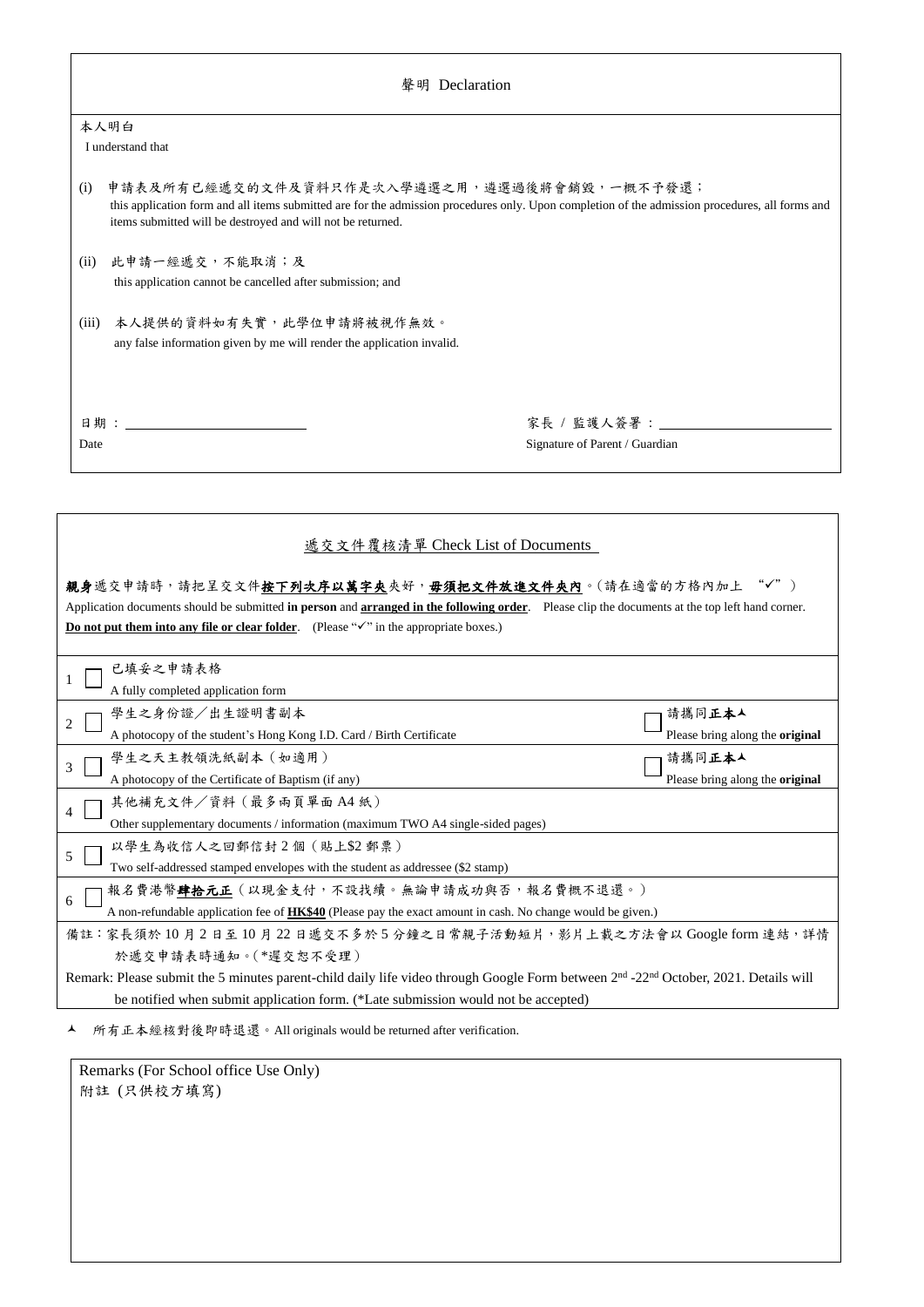## 聲明 Declaration

本人明白
I understand that

(i) 申請表及所有已經遞交的文件及資料只作是次入學遴選之用，遴選過後將會銷毀，一概不予發還；
this application form and all items submitted are for the admission procedures only. Upon completion of the admission procedures, all forms and items submitted will be destroyed and will not be returned.

(ii) 此申請一經遞交，不能取消；及
this application cannot be cancelled after submission; and

(iii) 本人提供的資料如有失實，此學位申請將被視作無效。
any false information given by me will render the application invalid.

日期：________________
Date

家長 / 監護人簽署：________________
Signature of Parent / Guardian

## 遞交文件覆核清單 Check List of Documents

**親身**遞交申請時，請把呈交文件**按下列次序以萬字夾**夾好，**毋須把文件放進文件夾內**。(請在適當的方格內加上 "✓")
Application documents should be submitted **in person** and **arranged in the following order**. Please clip the documents at the top left hand corner. **Do not put them into any file or clear folder**. (Please "✓" in the appropriate boxes.)

| | | | |
|---|---|---|---|
| 1 | ☐ | 已填妥之申請表格<br>A fully completed application form | |
| 2 | ☐ | 學生之身份證／出生證明書副本<br>A photocopy of the student's Hong Kong I.D. Card / Birth Certificate | ☐ 請攜同**正本**⅄<br>Please bring along the **original** |
| 3 | ☐ | 學生之天主教領洗紙副本（如適用）<br>A photocopy of the Certificate of Baptism (if any) | ☐ 請攜同**正本**⅄<br>Please bring along the **original** |
| 4 | ☐ | 其他補充文件／資料（最多兩頁單面 A4 紙）<br>Other supplementary documents / information (maximum TWO A4 single-sided pages) | |
| 5 | ☐ | 以學生為收信人之回郵信封 2 個（貼上$2 郵票）<br>Two self-addressed stamped envelopes with the student as addressee ($2 stamp) | |
| 6 | ☐ | 報名費港幣**肆拾元正**（以現金支付，不設找續。無論申請成功與否，報名費概不退還。）<br>A non-refundable application fee of **HK$40** (Please pay the exact amount in cash. No change would be given.) | |

備註：家長須於 10 月 2 日至 10 月 22 日遞交不多於 5 分鐘之日常親子活動短片，影片上載之方法會以 Google form 連結，詳情於遞交申請表時通知。(\*遲交恕不受理)
Remark: Please submit the 5 minutes parent-child daily life video through Google Form between 2nd -22nd October, 2021. Details will be notified when submit application form. (\*Late submission would not be accepted)

⅄ 所有正本經核對後即時退還。All originals would be returned after verification.

Remarks (For School office Use Only)
附註 (只供校方填寫)